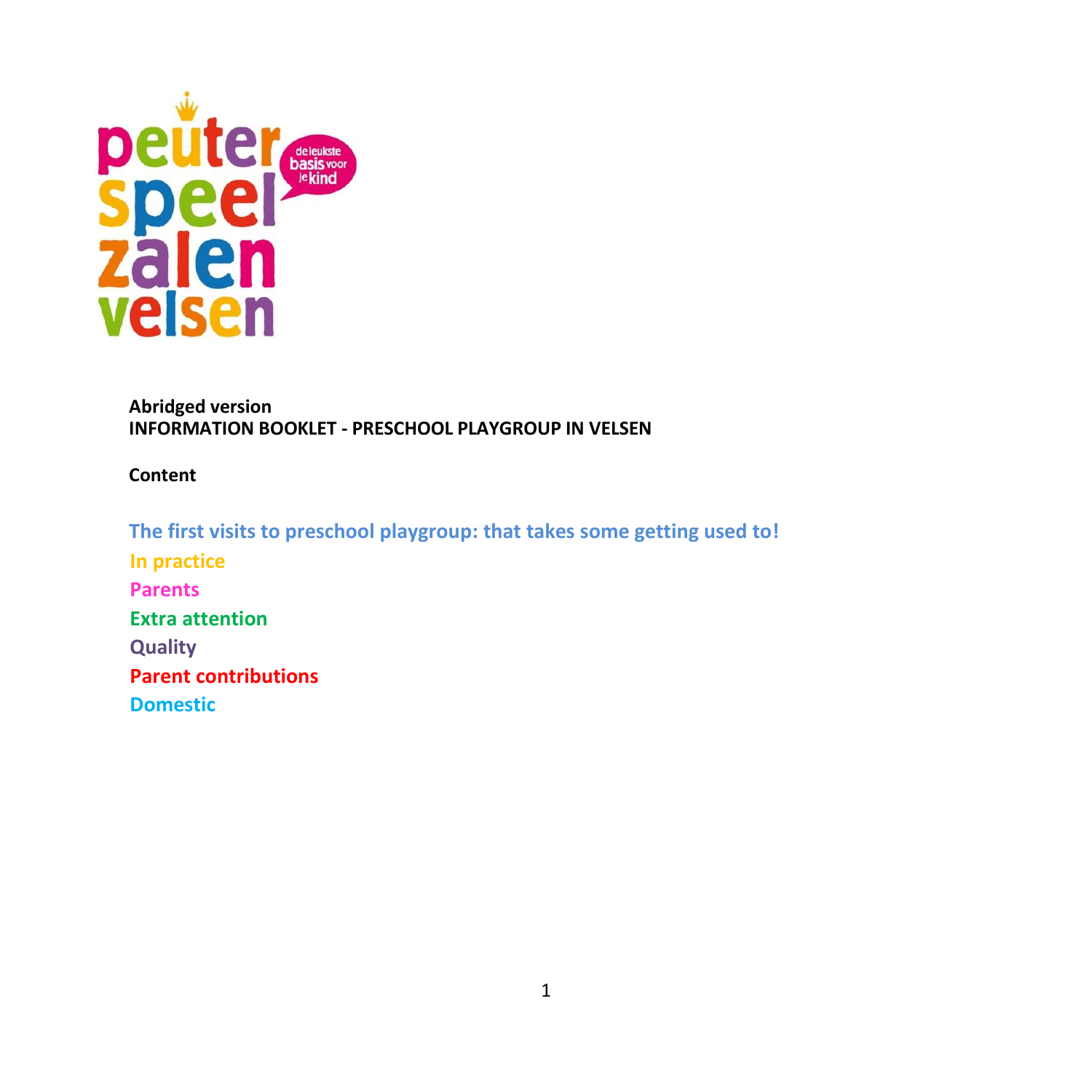**Abridged version**
**INFORMATION BOOKLET - PRESCHOOL PLAYGROUP IN VELSEN**

**Content**

The first visits to preschool playgroup: that takes some getting used to!
In practice
Parents
Extra attention
Quality
Parent contributions
Domestic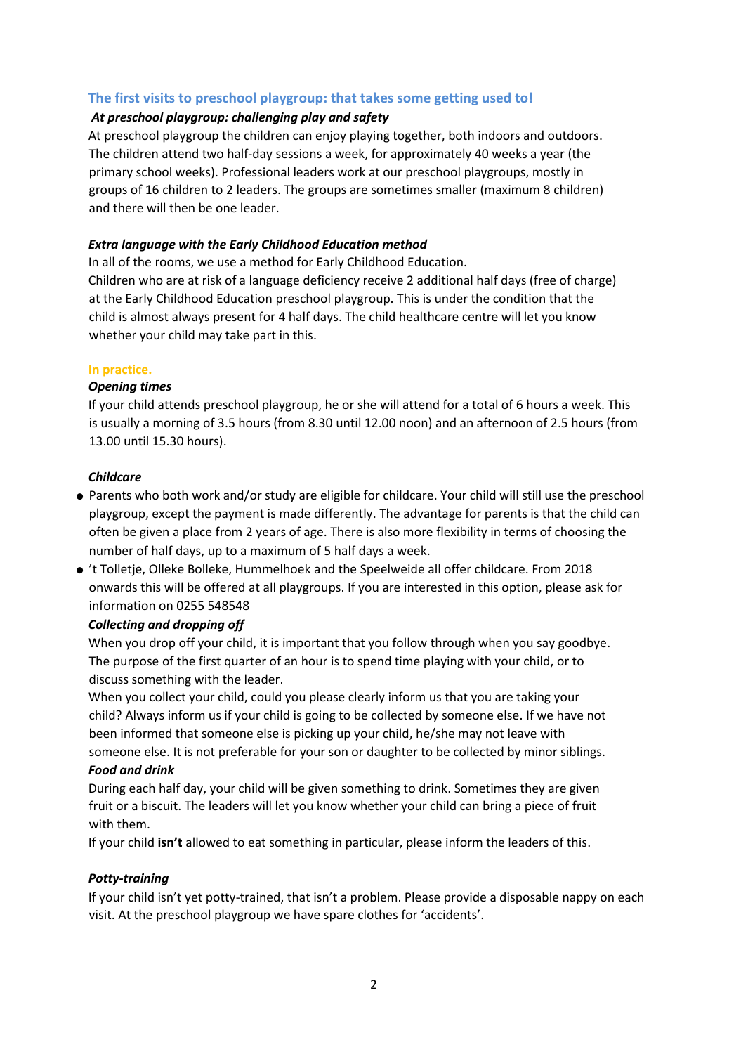## The first visits to preschool playgroup: that takes some getting used to!

***At preschool playgroup: challenging play and safety***

At preschool playgroup the children can enjoy playing together, both indoors and outdoors. The children attend two half-day sessions a week, for approximately 40 weeks a year (the primary school weeks). Professional leaders work at our preschool playgroups, mostly in groups of 16 children to 2 leaders. The groups are sometimes smaller (maximum 8 children) and there will then be one leader.

***Extra language with the Early Childhood Education method***

In all of the rooms, we use a method for Early Childhood Education.
Children who are at risk of a language deficiency receive 2 additional half days (free of charge) at the Early Childhood Education preschool playgroup. This is under the condition that the child is almost always present for 4 half days. The child healthcare centre will let you know whether your child may take part in this.

## In practice.

***Opening times***

If your child attends preschool playgroup, he or she will attend for a total of 6 hours a week. This is usually a morning of 3.5 hours (from 8.30 until 12.00 noon) and an afternoon of 2.5 hours (from 13.00 until 15.30 hours).

***Childcare***

- Parents who both work and/or study are eligible for childcare. Your child will still use the preschool playgroup, except the payment is made differently. The advantage for parents is that the child can often be given a place from 2 years of age. There is also more flexibility in terms of choosing the number of half days, up to a maximum of 5 half days a week.
- 't Tolletje, Olleke Bolleke, Hummelhoek and the Speelweide all offer childcare. From 2018 onwards this will be offered at all playgroups. If you are interested in this option, please ask for information on 0255 548548

***Collecting and dropping off***

When you drop off your child, it is important that you follow through when you say goodbye. The purpose of the first quarter of an hour is to spend time playing with your child, or to discuss something with the leader.
When you collect your child, could you please clearly inform us that you are taking your child? Always inform us if your child is going to be collected by someone else. If we have not been informed that someone else is picking up your child, he/she may not leave with someone else. It is not preferable for your son or daughter to be collected by minor siblings.

***Food and drink***

During each half day, your child will be given something to drink. Sometimes they are given fruit or a biscuit. The leaders will let you know whether your child can bring a piece of fruit with them.
If your child **isn't** allowed to eat something in particular, please inform the leaders of this.

***Potty-training***

If your child isn't yet potty-trained, that isn't a problem. Please provide a disposable nappy on each visit. At the preschool playgroup we have spare clothes for 'accidents'.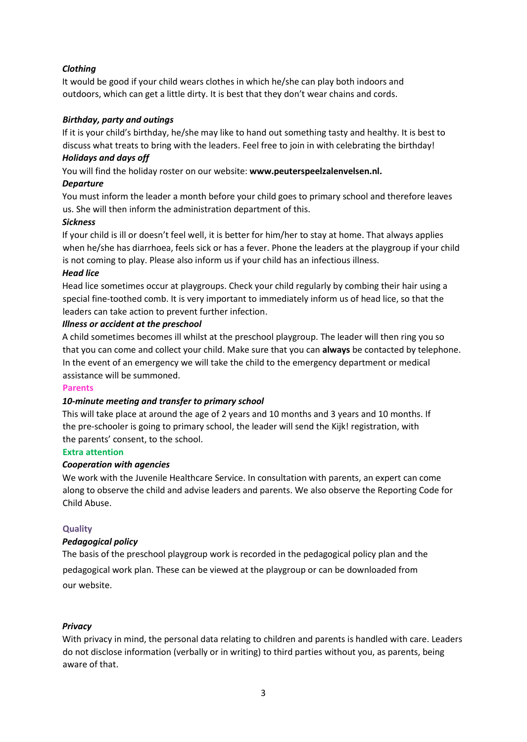*Clothing*

It would be good if your child wears clothes in which he/she can play both indoors and outdoors, which can get a little dirty. It is best that they don't wear chains and cords.

*Birthday, party and outings*

If it is your child's birthday, he/she may like to hand out something tasty and healthy. It is best to discuss what treats to bring with the leaders. Feel free to join in with celebrating the birthday!

*Holidays and days off*

You will find the holiday roster on our website: **www.peuterspeelzalenvelsen.nl.**

*Departure*

You must inform the leader a month before your child goes to primary school and therefore leaves us. She will then inform the administration department of this.

*Sickness*

If your child is ill or doesn't feel well, it is better for him/her to stay at home. That always applies when he/she has diarrhoea, feels sick or has a fever. Phone the leaders at the playgroup if your child is not coming to play. Please also inform us if your child has an infectious illness.

*Head lice*

Head lice sometimes occur at playgroups. Check your child regularly by combing their hair using a special fine-toothed comb. It is very important to immediately inform us of head lice, so that the leaders can take action to prevent further infection.

*Illness or accident at the preschool*

A child sometimes becomes ill whilst at the preschool playgroup. The leader will then ring you so that you can come and collect your child. Make sure that you can **always** be contacted by telephone. In the event of an emergency we will take the child to the emergency department or medical assistance will be summoned.

## Parents

*10-minute meeting and transfer to primary school*

This will take place at around the age of 2 years and 10 months and 3 years and 10 months. If the pre-schooler is going to primary school, the leader will send the Kijk! registration, with the parents' consent, to the school.

## Extra attention

*Cooperation with agencies*

We work with the Juvenile Healthcare Service. In consultation with parents, an expert can come along to observe the child and advise leaders and parents. We also observe the Reporting Code for Child Abuse.

## Quality

*Pedagogical policy*

The basis of the preschool playgroup work is recorded in the pedagogical policy plan and the pedagogical work plan. These can be viewed at the playgroup or can be downloaded from our website.

*Privacy*

With privacy in mind, the personal data relating to children and parents is handled with care. Leaders do not disclose information (verbally or in writing) to third parties without you, as parents, being aware of that.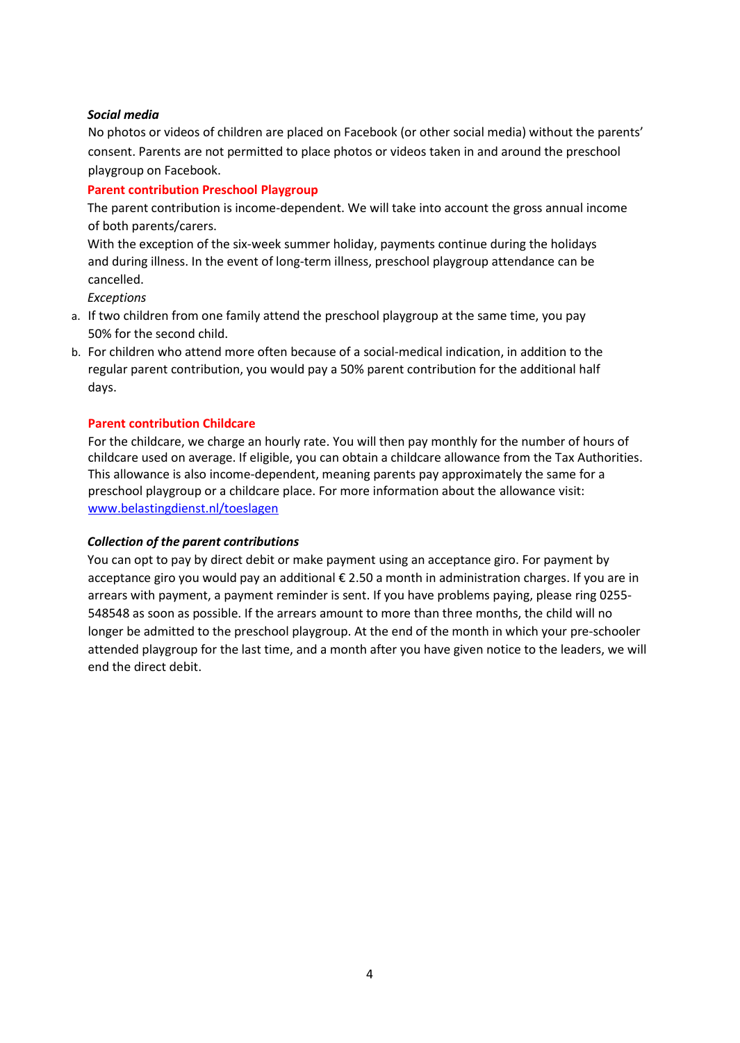### *Social media*

No photos or videos of children are placed on Facebook (or other social media) without the parents' consent. Parents are not permitted to place photos or videos taken in and around the preschool playgroup on Facebook.

### Parent contribution Preschool Playgroup

The parent contribution is income-dependent. We will take into account the gross annual income of both parents/carers.

With the exception of the six-week summer holiday, payments continue during the holidays and during illness. In the event of long-term illness, preschool playgroup attendance can be cancelled.

*Exceptions*

a. If two children from one family attend the preschool playgroup at the same time, you pay 50% for the second child.
b. For children who attend more often because of a social-medical indication, in addition to the regular parent contribution, you would pay a 50% parent contribution for the additional half days.

### Parent contribution Childcare

For the childcare, we charge an hourly rate. You will then pay monthly for the number of hours of childcare used on average. If eligible, you can obtain a childcare allowance from the Tax Authorities. This allowance is also income-dependent, meaning parents pay approximately the same for a preschool playgroup or a childcare place. For more information about the allowance visit: [www.belastingdienst.nl/toeslagen](http://www.belastingdienst.nl/toeslagen)

### *Collection of the parent contributions*

You can opt to pay by direct debit or make payment using an acceptance giro. For payment by acceptance giro you would pay an additional € 2.50 a month in administration charges. If you are in arrears with payment, a payment reminder is sent. If you have problems paying, please ring 0255-548548 as soon as possible. If the arrears amount to more than three months, the child will no longer be admitted to the preschool playgroup. At the end of the month in which your pre-schooler attended playgroup for the last time, and a month after you have given notice to the leaders, we will end the direct debit.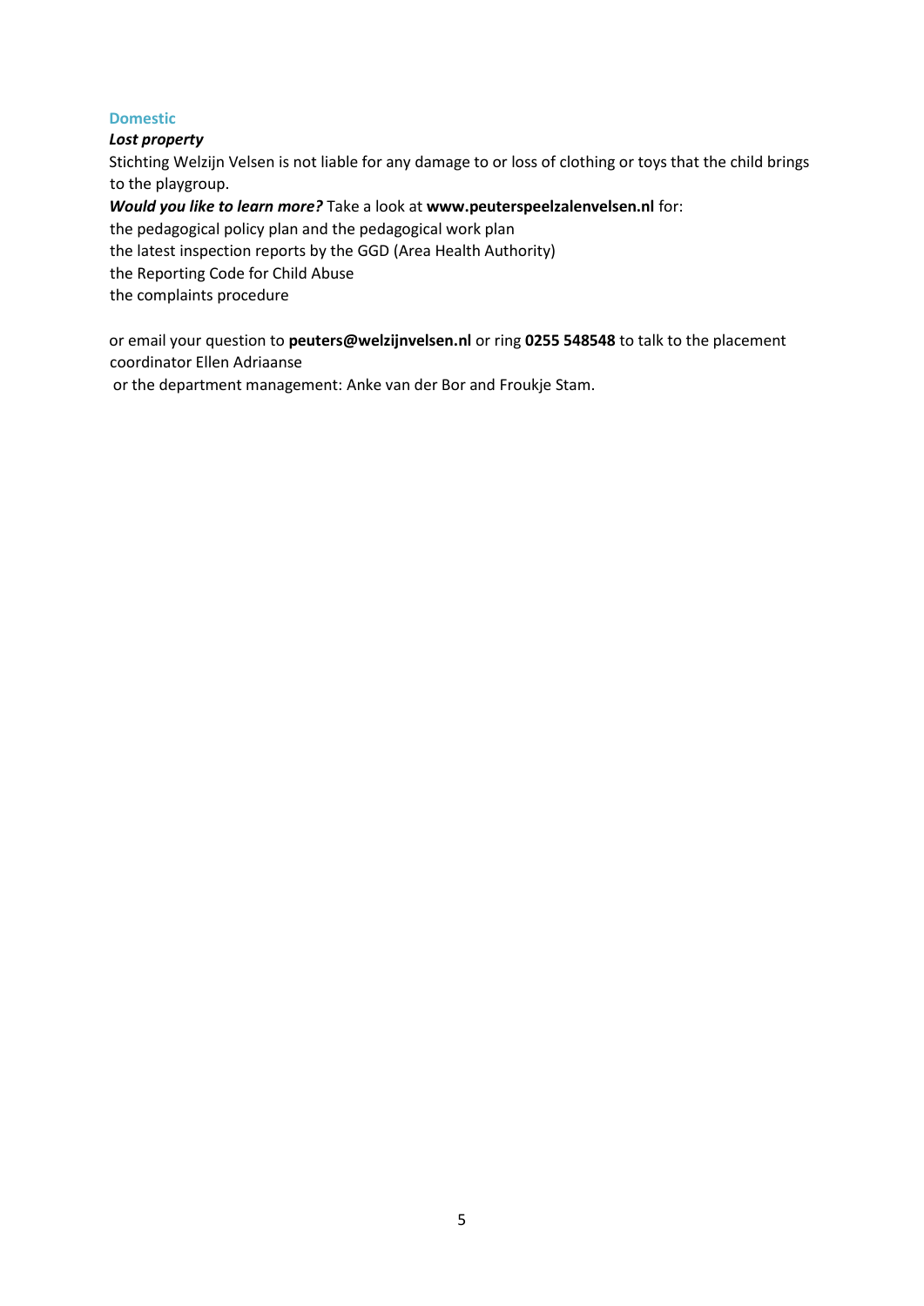## Domestic

***Lost property***

Stichting Welzijn Velsen is not liable for any damage to or loss of clothing or toys that the child brings to the playgroup.

***Would you like to learn more?*** Take a look at **www.peuterspeelzalenvelsen.nl** for:

the pedagogical policy plan and the pedagogical work plan
the latest inspection reports by the GGD (Area Health Authority)
the Reporting Code for Child Abuse
the complaints procedure

or email your question to **peuters@welzijnvelsen.nl** or ring **0255 548548** to talk to the placement coordinator Ellen Adriaanse
or the department management: Anke van der Bor and Froukje Stam.